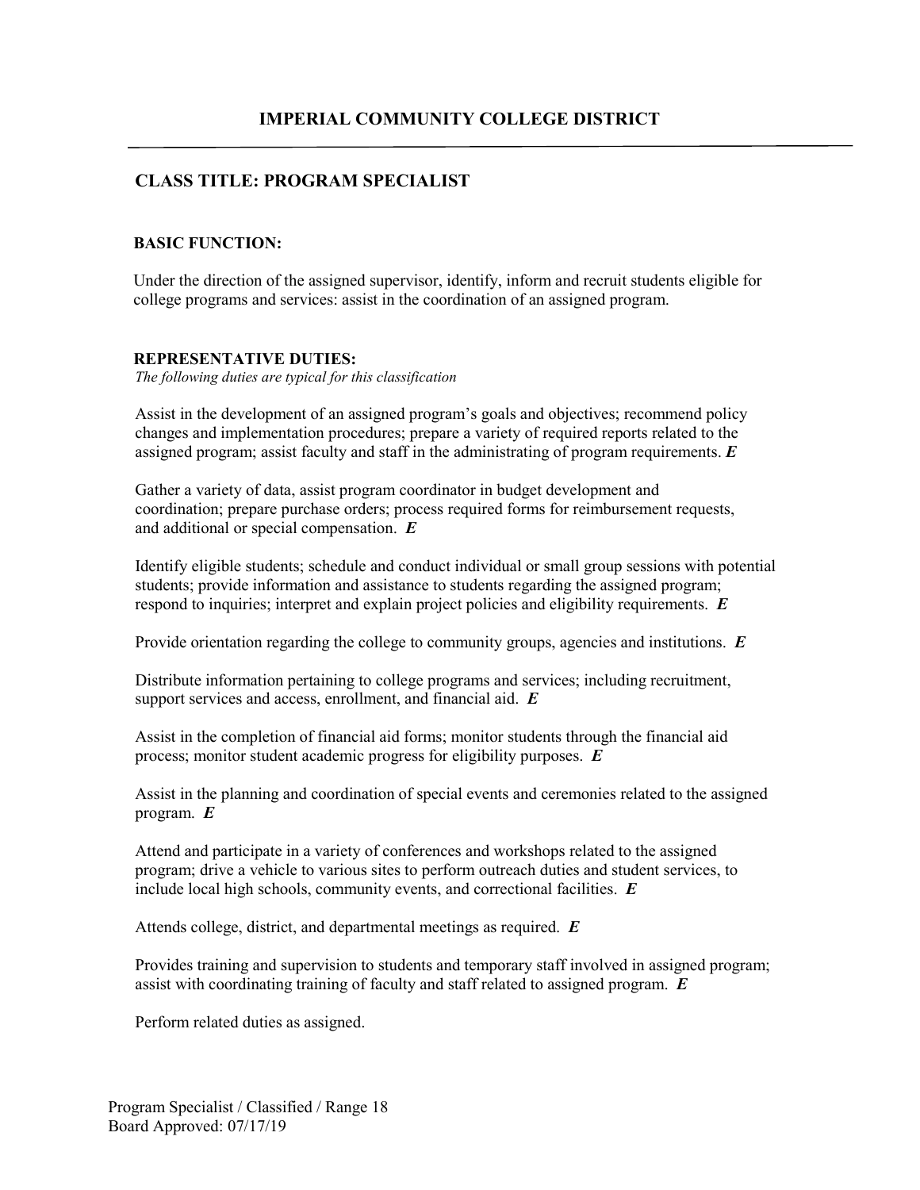# IMPERIAL COMMUNITY COLLEGE DISTRICT

## CLASS TITLE: PROGRAM SPECIALIST

### BASIC FUNCTION:

Under the direction of the assigned supervisor, identify, inform and recruit students eligible for college programs and services: assist in the coordination of an assigned program.

### REPRESENTATIVE DUTIES:

*The following duties are typical for this classification*

Assist in the development of an assigned program's goals and objectives; recommend policy changes and implementation procedures; prepare a variety of required reports related to the assigned program; assist faculty and staff in the administrating of program requirements. ***E***

Gather a variety of data, assist program coordinator in budget development and coordination; prepare purchase orders; process required forms for reimbursement requests, and additional or special compensation. ***E***

Identify eligible students; schedule and conduct individual or small group sessions with potential students; provide information and assistance to students regarding the assigned program; respond to inquiries; interpret and explain project policies and eligibility requirements. ***E***

Provide orientation regarding the college to community groups, agencies and institutions. ***E***

Distribute information pertaining to college programs and services; including recruitment, support services and access, enrollment, and financial aid. ***E***

Assist in the completion of financial aid forms; monitor students through the financial aid process; monitor student academic progress for eligibility purposes. ***E***

Assist in the planning and coordination of special events and ceremonies related to the assigned program. ***E***

Attend and participate in a variety of conferences and workshops related to the assigned program; drive a vehicle to various sites to perform outreach duties and student services, to include local high schools, community events, and correctional facilities. ***E***

Attends college, district, and departmental meetings as required. ***E***

Provides training and supervision to students and temporary staff involved in assigned program; assist with coordinating training of faculty and staff related to assigned program. ***E***

Perform related duties as assigned.

Program Specialist / Classified / Range 18
Board Approved: 07/17/19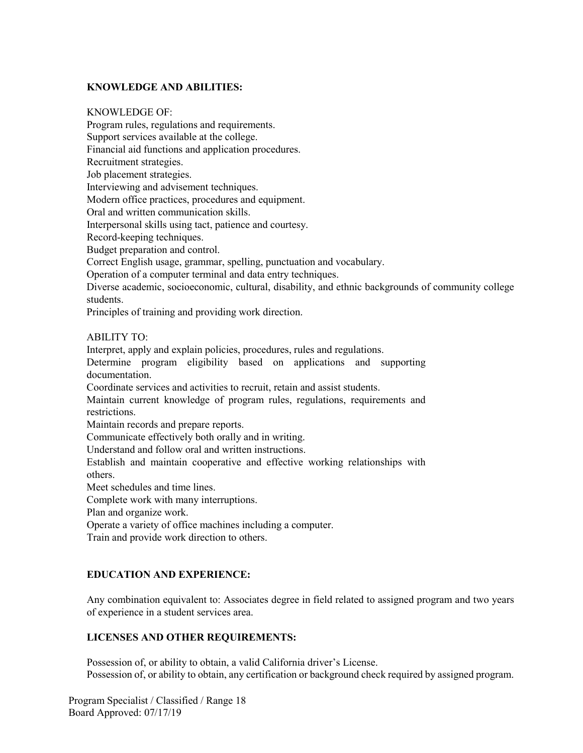## KNOWLEDGE AND ABILITIES:

KNOWLEDGE OF:

Program rules, regulations and requirements.
Support services available at the college.
Financial aid functions and application procedures.
Recruitment strategies.
Job placement strategies.
Interviewing and advisement techniques.
Modern office practices, procedures and equipment.
Oral and written communication skills.
Interpersonal skills using tact, patience and courtesy.
Record-keeping techniques.
Budget preparation and control.
Correct English usage, grammar, spelling, punctuation and vocabulary.
Operation of a computer terminal and data entry techniques.
Diverse academic, socioeconomic, cultural, disability, and ethnic backgrounds of community college students.
Principles of training and providing work direction.

ABILITY TO:

Interpret, apply and explain policies, procedures, rules and regulations.
Determine program eligibility based on applications and supporting documentation.
Coordinate services and activities to recruit, retain and assist students.
Maintain current knowledge of program rules, regulations, requirements and restrictions.
Maintain records and prepare reports.
Communicate effectively both orally and in writing.
Understand and follow oral and written instructions.
Establish and maintain cooperative and effective working relationships with others.
Meet schedules and time lines.
Complete work with many interruptions.
Plan and organize work.
Operate a variety of office machines including a computer.
Train and provide work direction to others.

## EDUCATION AND EXPERIENCE:

Any combination equivalent to: Associates degree in field related to assigned program and two years of experience in a student services area.

## LICENSES AND OTHER REQUIREMENTS:

Possession of, or ability to obtain, a valid California driver's License.
Possession of, or ability to obtain, any certification or background check required by assigned program.

Program Specialist / Classified / Range 18
Board Approved: 07/17/19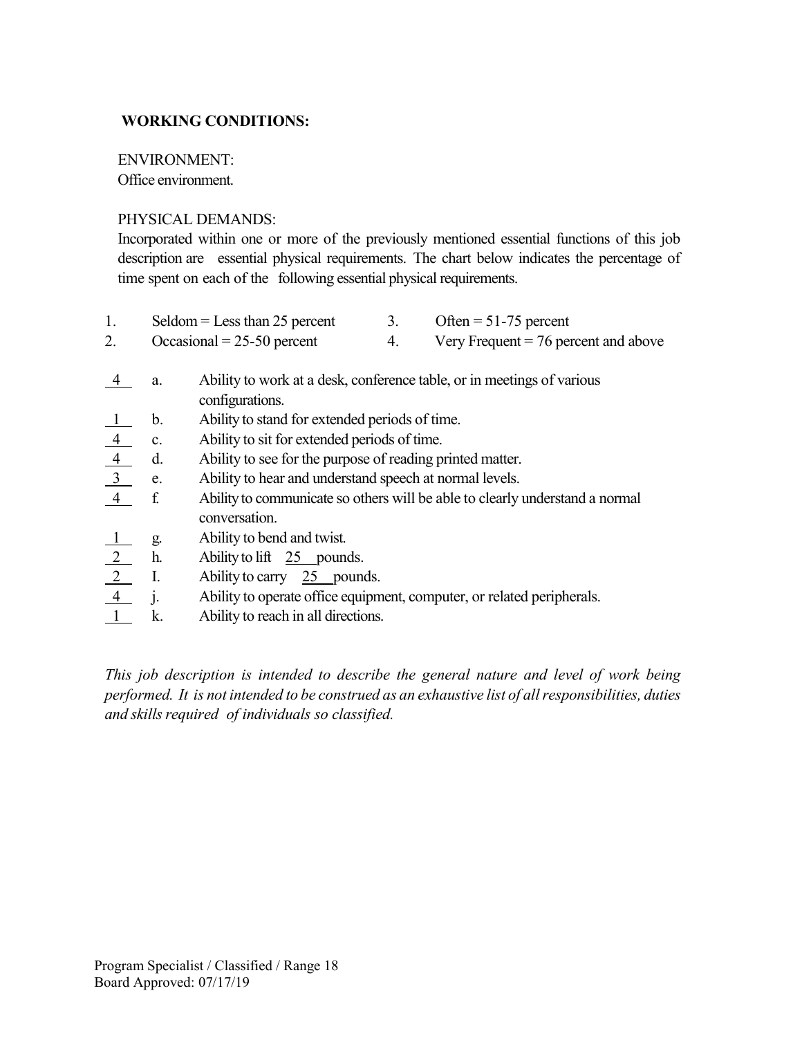**WORKING CONDITIONS:**

ENVIRONMENT:
Office environment.

PHYSICAL DEMANDS:
Incorporated within one or more of the previously mentioned essential functions of this job description are essential physical requirements. The chart below indicates the percentage of time spent on each of the following essential physical requirements.

| | | | |
|---|---|---|---|
| 1. | Seldom = Less than 25 percent | 3. | Often = 51-75 percent |
| 2. | Occasional = 25-50 percent | 4. | Very Frequent = 76 percent and above |

| | | |
|---|---|---|
| 4 | a. | Ability to work at a desk, conference table, or in meetings of various configurations. |
| 1 | b. | Ability to stand for extended periods of time. |
| 4 | c. | Ability to sit for extended periods of time. |
| 4 | d. | Ability to see for the purpose of reading printed matter. |
| 3 | e. | Ability to hear and understand speech at normal levels. |
| 4 | f. | Ability to communicate so others will be able to clearly understand a normal conversation. |
| 1 | g. | Ability to bend and twist. |
| 2 | h. | Ability to lift 25 pounds. |
| 2 | I. | Ability to carry 25 pounds. |
| 4 | j. | Ability to operate office equipment, computer, or related peripherals. |
| 1 | k. | Ability to reach in all directions. |

*This job description is intended to describe the general nature and level of work being performed. It is not intended to be construed as an exhaustive list of all responsibilities, duties and skills required of individuals so classified.*

Program Specialist / Classified / Range 18
Board Approved: 07/17/19